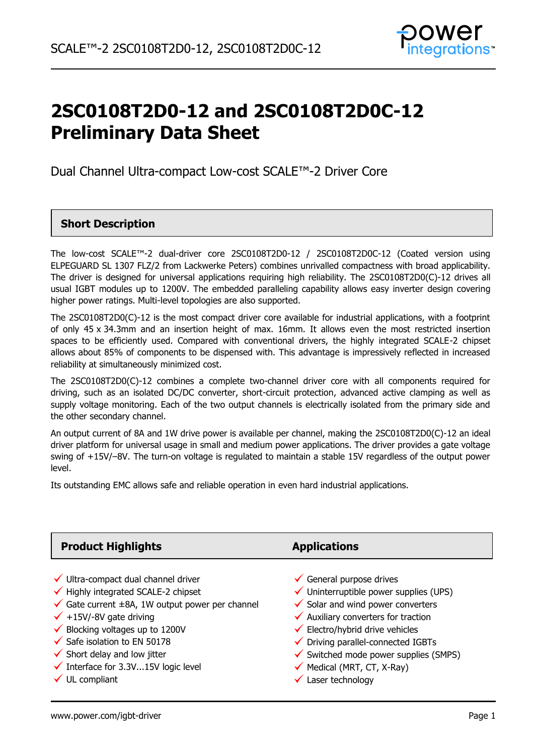# 2SC0108T2D0-12 and 2SC0108T2D0C-12 Preliminary Data Sheet

Dual Channel Ultra-compact Low-cost SCALE™-2 Driver Core

## Short Description

The low-cost SCALE™-2 dual-driver core 2SC0108T2D0-12 / 2SC0108T2D0C-12 (Coated version using ELPEGUARD SL 1307 FLZ/2 from Lackwerke Peters) combines unrivalled compactness with broad applicability. The driver is designed for universal applications requiring high reliability. The 2SC0108T2D0(C)-12 drives all usual IGBT modules up to 1200V. The embedded paralleling capability allows easy inverter design covering higher power ratings. Multi-level topologies are also supported.

The 2SC0108T2D0(C)-12 is the most compact driver core available for industrial applications, with a footprint of only 45 x 34.3mm and an insertion height of max. 16mm. It allows even the most restricted insertion spaces to be efficiently used. Compared with conventional drivers, the highly integrated SCALE-2 chipset allows about 85% of components to be dispensed with. This advantage is impressively reflected in increased reliability at simultaneously minimized cost.

The 2SC0108T2D0(C)-12 combines a complete two-channel driver core with all components required for driving, such as an isolated DC/DC converter, short-circuit protection, advanced active clamping as well as supply voltage monitoring. Each of the two output channels is electrically isolated from the primary side and the other secondary channel.

An output current of 8A and 1W drive power is available per channel, making the 2SC0108T2D0(C)-12 an ideal driver platform for universal usage in small and medium power applications. The driver provides a gate voltage swing of +15V/–8V. The turn-on voltage is regulated to maintain a stable 15V regardless of the output power level.

Its outstanding EMC allows safe and reliable operation in even hard industrial applications.

## Product Highlights

- ✓ Ultra-compact dual channel driver
- ✓ Highly integrated SCALE-2 chipset
- ✓ Gate current ±8A, 1W output power per channel
- ✓ +15V/-8V gate driving
- ✓ Blocking voltages up to 1200V
- ✓ Safe isolation to EN 50178
- ✓ Short delay and low jitter
- ✓ Interface for 3.3V...15V logic level
- ✓ UL compliant

## Applications

- ✓ General purpose drives
- ✓ Uninterruptible power supplies (UPS)
- ✓ Solar and wind power converters
- ✓ Auxiliary converters for traction
- ✓ Electro/hybrid drive vehicles
- ✓ Driving parallel-connected IGBTs
- ✓ Switched mode power supplies (SMPS)
- ✓ Medical (MRT, CT, X-Ray)
- ✓ Laser technology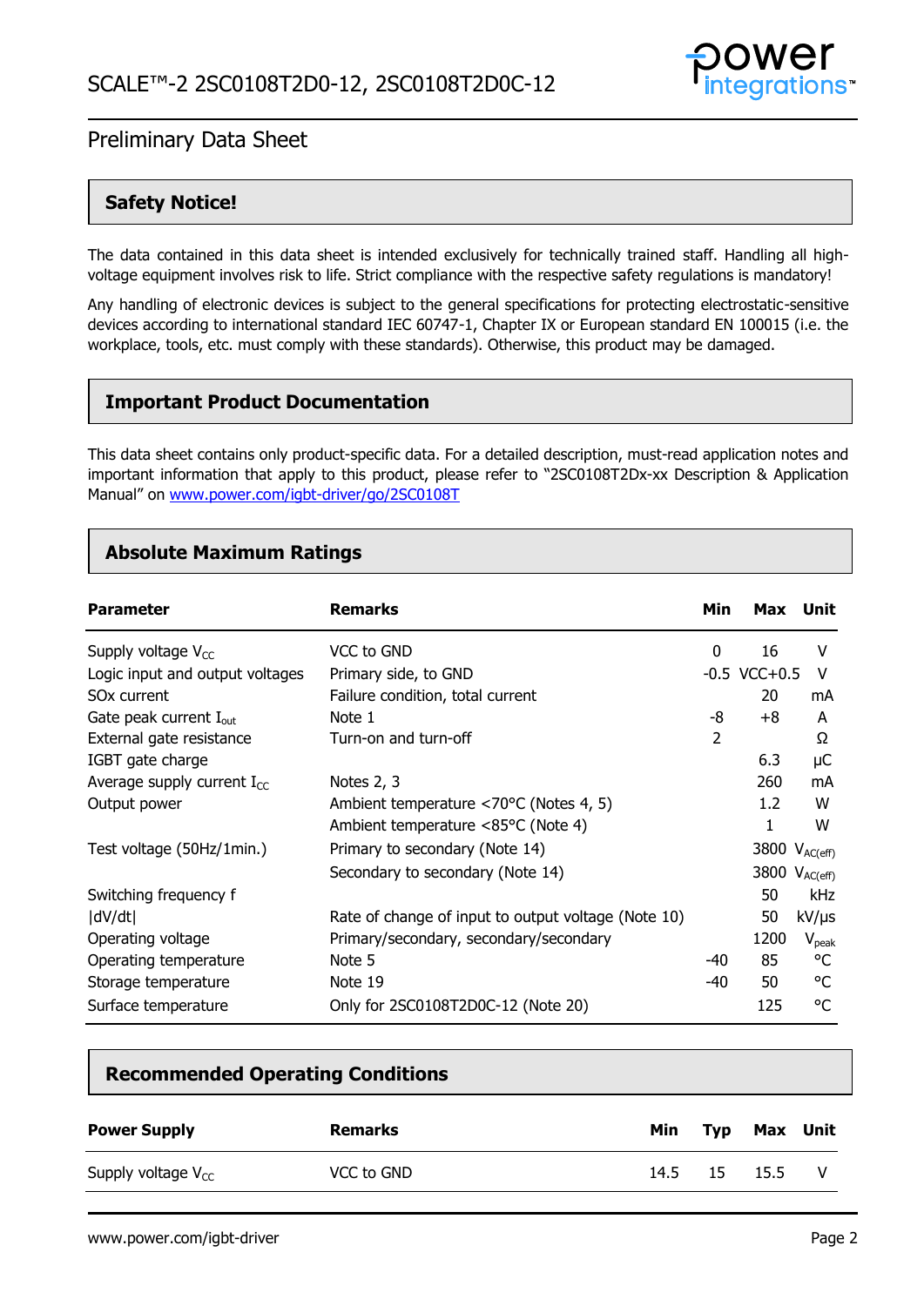## Safety Notice!

The data contained in this data sheet is intended exclusively for technically trained staff. Handling all high-voltage equipment involves risk to life. Strict compliance with the respective safety regulations is mandatory!

Any handling of electronic devices is subject to the general specifications for protecting electrostatic-sensitive devices according to international standard IEC 60747-1, Chapter IX or European standard EN 100015 (i.e. the workplace, tools, etc. must comply with these standards). Otherwise, this product may be damaged.

## Important Product Documentation

This data sheet contains only product-specific data. For a detailed description, must-read application notes and important information that apply to this product, please refer to "2SC0108T2Dx-xx Description & Application Manual" on [www.power.com/igbt-driver/go/2SC0108T](www.power.com/igbt-driver/go/2SC0108T)

## Absolute Maximum Ratings

| Parameter | Remarks | Min | Max | Unit |
|---|---|---|---|---|
| Supply voltage $V_{CC}$ | VCC to GND | 0 | 16 | V |
| Logic input and output voltages | Primary side, to GND | -0.5 | VCC+0.5 | V |
| SOx current | Failure condition, total current | | 20 | mA |
| Gate peak current $I_{out}$ | Note 1 | -8 | +8 | A |
| External gate resistance | Turn-on and turn-off | 2 | | Ω |
| IGBT gate charge | | | 6.3 | μC |
| Average supply current $I_{CC}$ | Notes 2, 3 | | 260 | mA |
| Output power | Ambient temperature <70°C (Notes 4, 5) | | 1.2 | W |
| | Ambient temperature <85°C (Note 4) | | 1 | W |
| Test voltage (50Hz/1min.) | Primary to secondary (Note 14) | | 3800 | $V_{AC(eff)}$ |
| | Secondary to secondary (Note 14) | | 3800 | $V_{AC(eff)}$ |
| Switching frequency f | | | 50 | kHz |
| \|dV/dt\| | Rate of change of input to output voltage (Note 10) | | 50 | kV/μs |
| Operating voltage | Primary/secondary, secondary/secondary | | 1200 | $V_{peak}$ |
| Operating temperature | Note 5 | -40 | 85 | °C |
| Storage temperature | Note 19 | -40 | 50 | °C |
| Surface temperature | Only for 2SC0108T2D0C-12 (Note 20) | | 125 | °C |

## Recommended Operating Conditions

| Power Supply | Remarks | Min | Typ | Max | Unit |
|---|---|---|---|---|---|
| Supply voltage $V_{CC}$ | VCC to GND | 14.5 | 15 | 15.5 | V |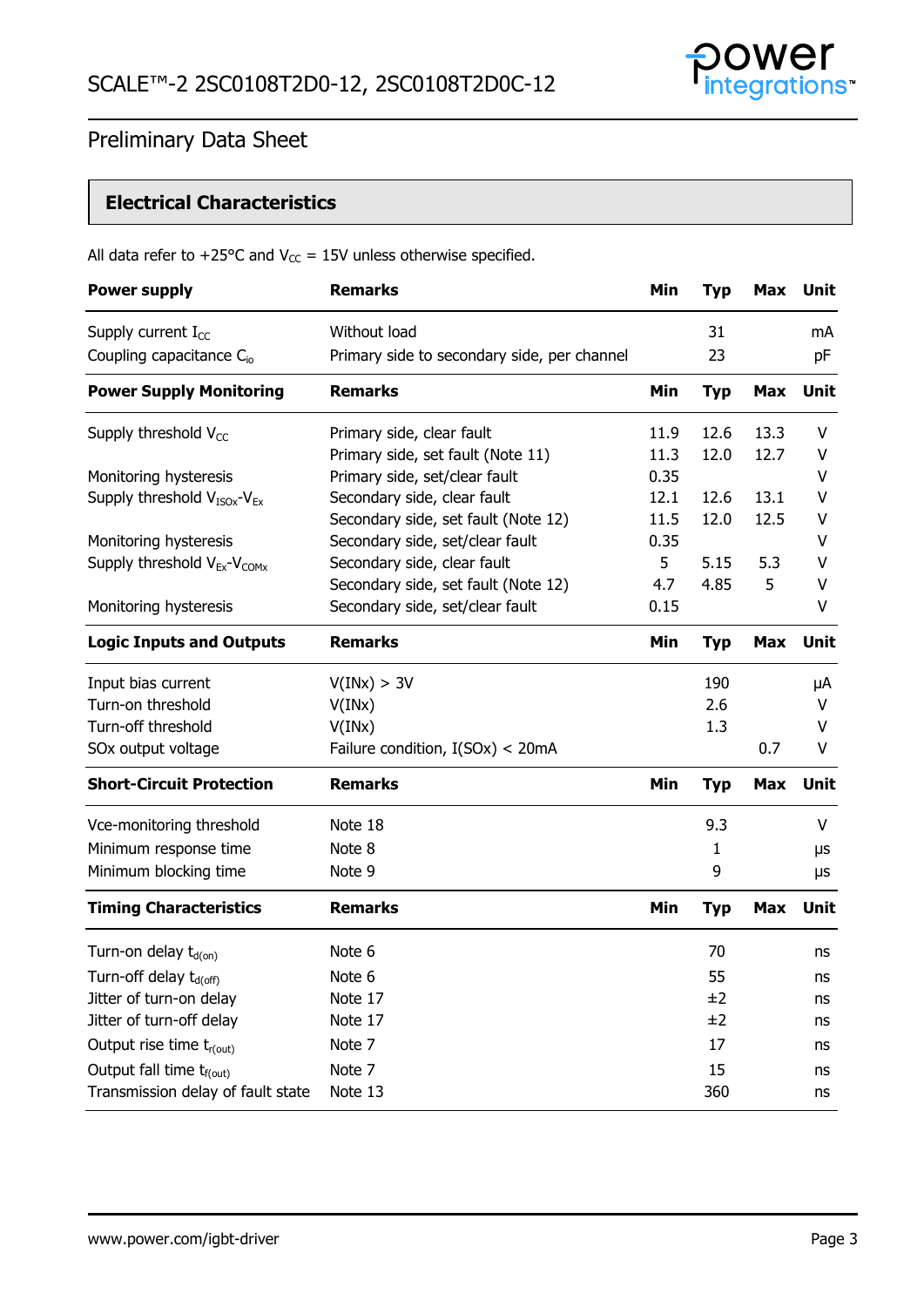## Electrical Characteristics

All data refer to +25°C and $V_{CC}$ = 15V unless otherwise specified.

| **Power supply** | **Remarks** | **Min** | **Typ** | **Max** | **Unit** |
|---|---|---|---|---|---|
| Supply current $I_{CC}$ | Without load | | 31 | | mA |
| Coupling capacitance $C_{io}$ | Primary side to secondary side, per channel | | 23 | | pF |
| **Power Supply Monitoring** | **Remarks** | **Min** | **Typ** | **Max** | **Unit** |
| Supply threshold $V_{CC}$ | Primary side, clear fault | 11.9 | 12.6 | 13.3 | V |
| | Primary side, set fault (Note 11) | 11.3 | 12.0 | 12.7 | V |
| Monitoring hysteresis | Primary side, set/clear fault | 0.35 | | | V |
| Supply threshold $V_{ISOx}$-$V_{Ex}$ | Secondary side, clear fault | 12.1 | 12.6 | 13.1 | V |
| | Secondary side, set fault (Note 12) | 11.5 | 12.0 | 12.5 | V |
| Monitoring hysteresis | Secondary side, set/clear fault | 0.35 | | | V |
| Supply threshold $V_{Ex}$-$V_{COMx}$ | Secondary side, clear fault | 5 | 5.15 | 5.3 | V |
| | Secondary side, set fault (Note 12) | 4.7 | 4.85 | 5 | V |
| Monitoring hysteresis | Secondary side, set/clear fault | 0.15 | | | V |
| **Logic Inputs and Outputs** | **Remarks** | **Min** | **Typ** | **Max** | **Unit** |
| Input bias current | V(INx) > 3V | | 190 | | μA |
| Turn-on threshold | V(INx) | | 2.6 | | V |
| Turn-off threshold | V(INx) | | 1.3 | | V |
| SOx output voltage | Failure condition, I(SOx) < 20mA | | | 0.7 | V |
| **Short-Circuit Protection** | **Remarks** | **Min** | **Typ** | **Max** | **Unit** |
| Vce-monitoring threshold | Note 18 | | 9.3 | | V |
| Minimum response time | Note 8 | | 1 | | μs |
| Minimum blocking time | Note 9 | | 9 | | μs |
| **Timing Characteristics** | **Remarks** | **Min** | **Typ** | **Max** | **Unit** |
| Turn-on delay $t_{d(on)}$ | Note 6 | | 70 | | ns |
| Turn-off delay $t_{d(off)}$ | Note 6 | | 55 | | ns |
| Jitter of turn-on delay | Note 17 | | ±2 | | ns |
| Jitter of turn-off delay | Note 17 | | ±2 | | ns |
| Output rise time $t_{r(out)}$ | Note 7 | | 17 | | ns |
| Output fall time $t_{f(out)}$ | Note 7 | | 15 | | ns |
| Transmission delay of fault state | Note 13 | | 360 | | ns |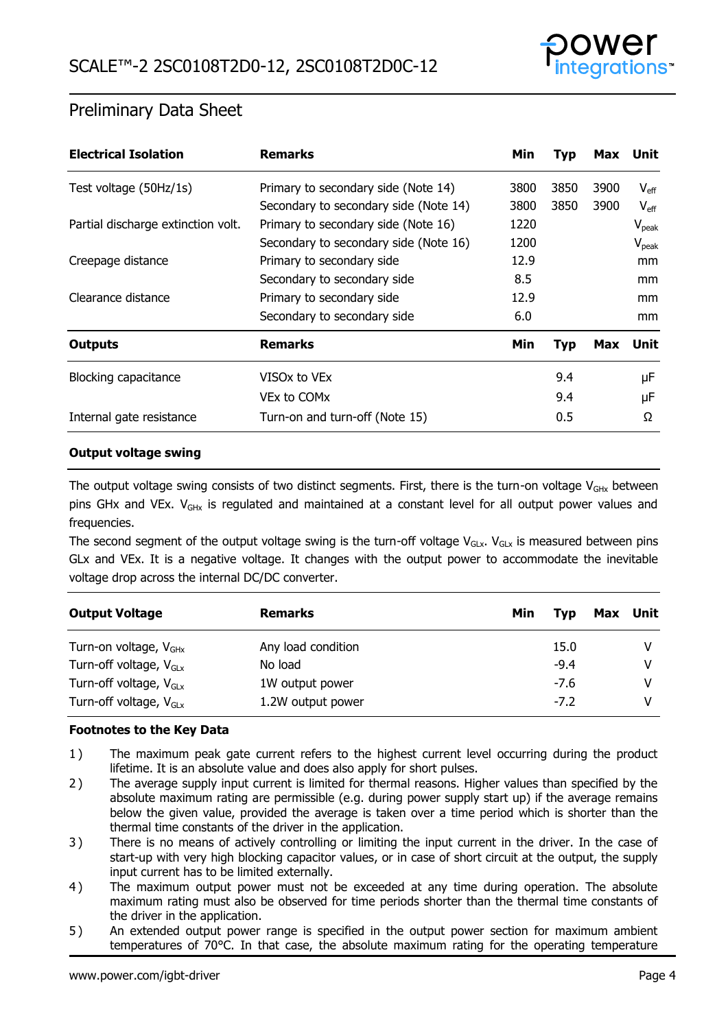## Preliminary Data Sheet

| Electrical Isolation | Remarks | Min | Typ | Max | Unit |
|---|---|---|---|---|---|
| Test voltage (50Hz/1s) | Primary to secondary side (Note 14) | 3800 | 3850 | 3900 | $V_{eff}$ |
| | Secondary to secondary side (Note 14) | 3800 | 3850 | 3900 | $V_{eff}$ |
| Partial discharge extinction volt. | Primary to secondary side (Note 16) | 1220 | | | $V_{peak}$ |
| | Secondary to secondary side (Note 16) | 1200 | | | $V_{peak}$ |
| Creepage distance | Primary to secondary side | 12.9 | | | mm |
| | Secondary to secondary side | 8.5 | | | mm |
| Clearance distance | Primary to secondary side | 12.9 | | | mm |
| | Secondary to secondary side | 6.0 | | | mm |

| Outputs | Remarks | Min | Typ | Max | Unit |
|---|---|---|---|---|---|
| Blocking capacitance | VISOx to VEx | | 9.4 | | µF |
| | VEx to COMx | | 9.4 | | µF |
| Internal gate resistance | Turn-on and turn-off (Note 15) | | 0.5 | | Ω |

**Output voltage swing**

The output voltage swing consists of two distinct segments. First, there is the turn-on voltage $V_{GHx}$ between pins GHx and VEx. $V_{GHx}$ is regulated and maintained at a constant level for all output power values and frequencies.

The second segment of the output voltage swing is the turn-off voltage $V_{GLx}$. $V_{GLx}$ is measured between pins GLx and VEx. It is a negative voltage. It changes with the output power to accommodate the inevitable voltage drop across the internal DC/DC converter.

| Output Voltage | Remarks | Min | Typ | Max | Unit |
|---|---|---|---|---|---|
| Turn-on voltage, $V_{GHx}$ | Any load condition | | 15.0 | | V |
| Turn-off voltage, $V_{GLx}$ | No load | | -9.4 | | V |
| Turn-off voltage, $V_{GLx}$ | 1W output power | | -7.6 | | V |
| Turn-off voltage, $V_{GLx}$ | 1.2W output power | | -7.2 | | V |

**Footnotes to the Key Data**

1) The maximum peak gate current refers to the highest current level occurring during the product lifetime. It is an absolute value and does also apply for short pulses.
2) The average supply input current is limited for thermal reasons. Higher values than specified by the absolute maximum rating are permissible (e.g. during power supply start up) if the average remains below the given value, provided the average is taken over a time period which is shorter than the thermal time constants of the driver in the application.
3) There is no means of actively controlling or limiting the input current in the driver. In the case of start-up with very high blocking capacitor values, or in case of short circuit at the output, the supply input current has to be limited externally.
4) The maximum output power must not be exceeded at any time during operation. The absolute maximum rating must also be observed for time periods shorter than the thermal time constants of the driver in the application.
5) An extended output power range is specified in the output power section for maximum ambient temperatures of 70°C. In that case, the absolute maximum rating for the operating temperature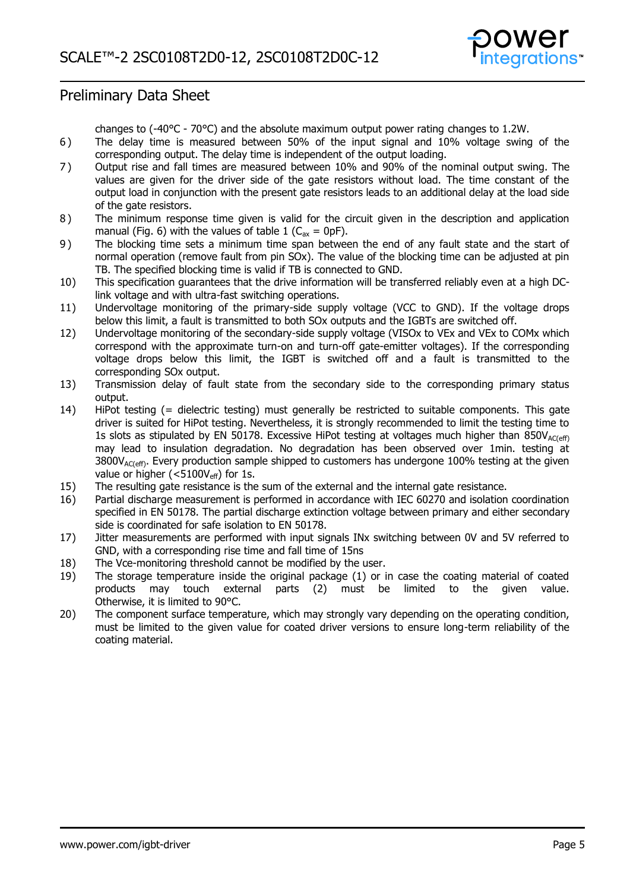changes to (-40°C - 70°C) and the absolute maximum output power rating changes to 1.2W.

6) The delay time is measured between 50% of the input signal and 10% voltage swing of the corresponding output. The delay time is independent of the output loading.
7) Output rise and fall times are measured between 10% and 90% of the nominal output swing. The values are given for the driver side of the gate resistors without load. The time constant of the output load in conjunction with the present gate resistors leads to an additional delay at the load side of the gate resistors.
8) The minimum response time given is valid for the circuit given in the description and application manual (Fig. 6) with the values of table 1 ($C_{ax}$ = 0pF).
9) The blocking time sets a minimum time span between the end of any fault state and the start of normal operation (remove fault from pin SOx). The value of the blocking time can be adjusted at pin TB. The specified blocking time is valid if TB is connected to GND.
10) This specification guarantees that the drive information will be transferred reliably even at a high DC-link voltage and with ultra-fast switching operations.
11) Undervoltage monitoring of the primary-side supply voltage (VCC to GND). If the voltage drops below this limit, a fault is transmitted to both SOx outputs and the IGBTs are switched off.
12) Undervoltage monitoring of the secondary-side supply voltage (VISOx to VEx and VEx to COMx which correspond with the approximate turn-on and turn-off gate-emitter voltages). If the corresponding voltage drops below this limit, the IGBT is switched off and a fault is transmitted to the corresponding SOx output.
13) Transmission delay of fault state from the secondary side to the corresponding primary status output.
14) HiPot testing (= dielectric testing) must generally be restricted to suitable components. This gate driver is suited for HiPot testing. Nevertheless, it is strongly recommended to limit the testing time to 1s slots as stipulated by EN 50178. Excessive HiPot testing at voltages much higher than $850V_{AC(eff)}$ may lead to insulation degradation. No degradation has been observed over 1min. testing at $3800V_{AC(eff)}$. Every production sample shipped to customers has undergone 100% testing at the given value or higher (<$5100V_{eff}$) for 1s.
15) The resulting gate resistance is the sum of the external and the internal gate resistance.
16) Partial discharge measurement is performed in accordance with IEC 60270 and isolation coordination specified in EN 50178. The partial discharge extinction voltage between primary and either secondary side is coordinated for safe isolation to EN 50178.
17) Jitter measurements are performed with input signals INx switching between 0V and 5V referred to GND, with a corresponding rise time and fall time of 15ns
18) The Vce-monitoring threshold cannot be modified by the user.
19) The storage temperature inside the original package (1) or in case the coating material of coated products may touch external parts (2) must be limited to the given value. Otherwise, it is limited to 90°C.
20) The component surface temperature, which may strongly vary depending on the operating condition, must be limited to the given value for coated driver versions to ensure long-term reliability of the coating material.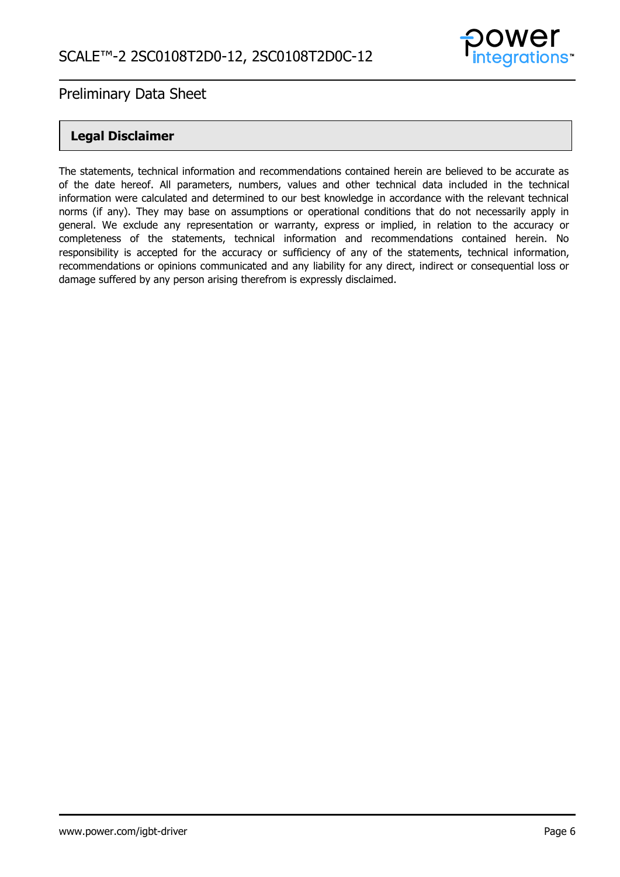## Legal Disclaimer

The statements, technical information and recommendations contained herein are believed to be accurate as of the date hereof. All parameters, numbers, values and other technical data included in the technical information were calculated and determined to our best knowledge in accordance with the relevant technical norms (if any). They may base on assumptions or operational conditions that do not necessarily apply in general. We exclude any representation or warranty, express or implied, in relation to the accuracy or completeness of the statements, technical information and recommendations contained herein. No responsibility is accepted for the accuracy or sufficiency of any of the statements, technical information, recommendations or opinions communicated and any liability for any direct, indirect or consequential loss or damage suffered by any person arising therefrom is expressly disclaimed.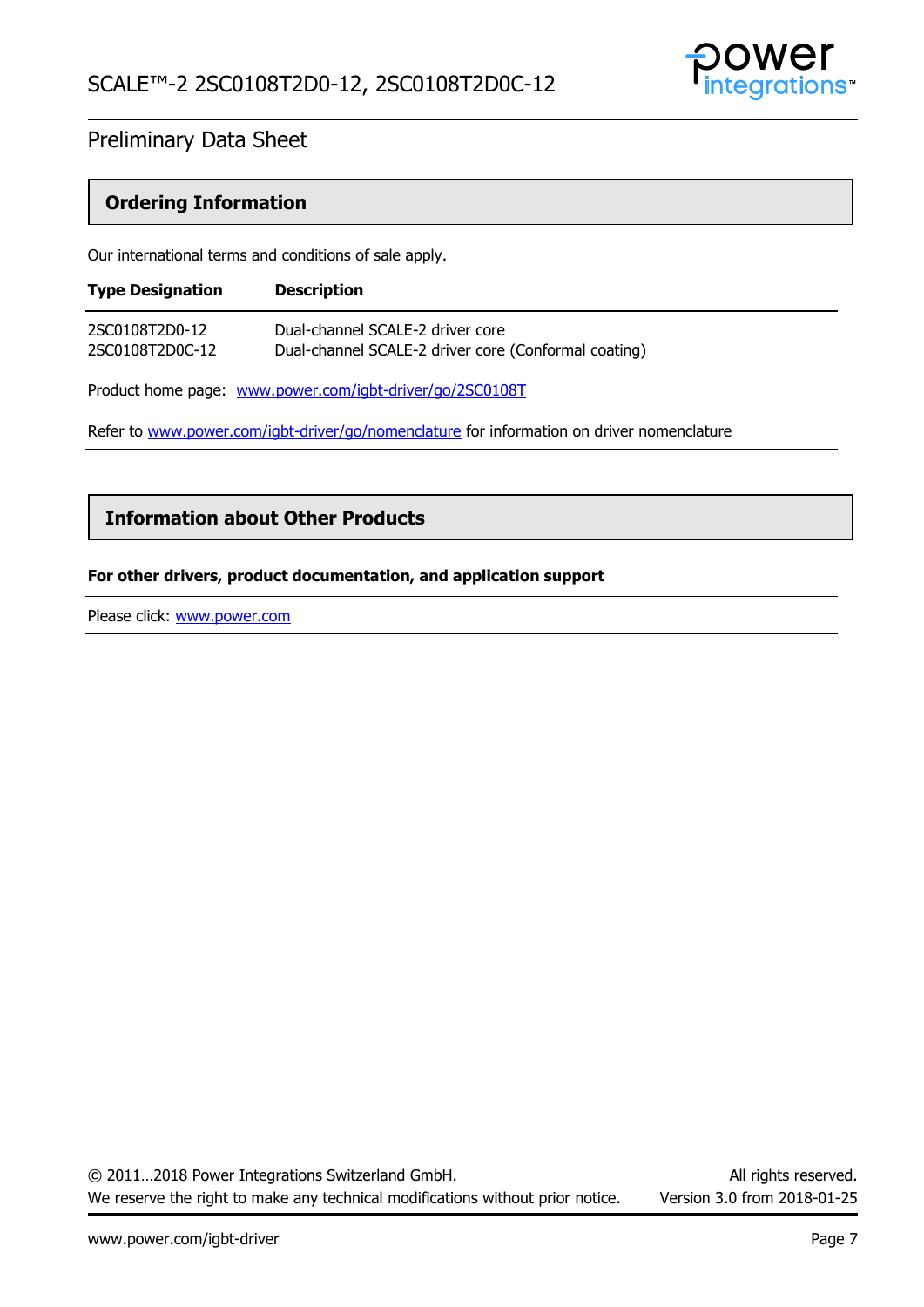## Ordering Information

Our international terms and conditions of sale apply.

| Type Designation | Description |
|---|---|
| 2SC0108T2D0-12 | Dual-channel SCALE-2 driver core |
| 2SC0108T2D0C-12 | Dual-channel SCALE-2 driver core (Conformal coating) |

Product home page: [www.power.com/igbt-driver/go/2SC0108T](http://www.power.com/igbt-driver/go/2SC0108T)

Refer to [www.power.com/igbt-driver/go/nomenclature](http://www.power.com/igbt-driver/go/nomenclature) for information on driver nomenclature

## Information about Other Products

**For other drivers, product documentation, and application support**

Please click: [www.power.com](http://www.power.com)

© 2011…2018 Power Integrations Switzerland GmbH. All rights reserved.
We reserve the right to make any technical modifications without prior notice. Version 3.0 from 2018-01-25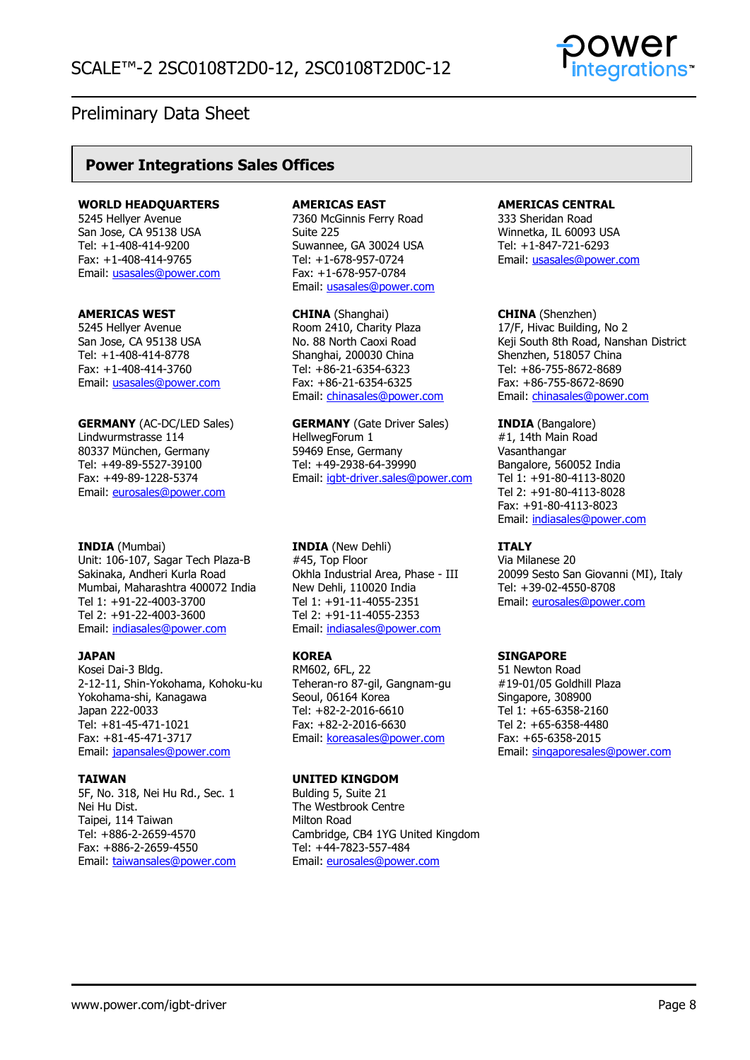## Power Integrations Sales Offices

**WORLD HEADQUARTERS**
5245 Hellyer Avenue
San Jose, CA 95138 USA
Tel: +1-408-414-9200
Fax: +1-408-414-9765
Email: usasales@power.com

**AMERICAS EAST**
7360 McGinnis Ferry Road
Suite 225
Suwannee, GA 30024 USA
Tel: +1-678-957-0724
Fax: +1-678-957-0784
Email: usasales@power.com

**AMERICAS CENTRAL**
333 Sheridan Road
Winnetka, IL 60093 USA
Tel: +1-847-721-6293
Email: usasales@power.com

**AMERICAS WEST**
5245 Hellyer Avenue
San Jose, CA 95138 USA
Tel: +1-408-414-8778
Fax: +1-408-414-3760
Email: usasales@power.com

**CHINA** (Shanghai)
Room 2410, Charity Plaza
No. 88 North Caoxi Road
Shanghai, 200030 China
Tel: +86-21-6354-6323
Fax: +86-21-6354-6325
Email: chinasales@power.com

**CHINA** (Shenzhen)
17/F, Hivac Building, No 2
Keji South 8th Road, Nanshan District
Shenzhen, 518057 China
Tel: +86-755-8672-8689
Fax: +86-755-8672-8690
Email: chinasales@power.com

**GERMANY** (AC-DC/LED Sales)
Lindwurmstrasse 114
80337 München, Germany
Tel: +49-89-5527-39100
Fax: +49-89-1228-5374
Email: eurosales@power.com

**GERMANY** (Gate Driver Sales)
HellwegForum 1
59469 Ense, Germany
Tel: +49-2938-64-39990
Email: igbt-driver.sales@power.com

**INDIA** (Bangalore)
#1, 14th Main Road
Vasanthangar
Bangalore, 560052 India
Tel 1: +91-80-4113-8020
Tel 2: +91-80-4113-8028
Fax: +91-80-4113-8023
Email: indiasales@power.com

**INDIA** (Mumbai)
Unit: 106-107, Sagar Tech Plaza-B
Sakinaka, Andheri Kurla Road
Mumbai, Maharashtra 400072 India
Tel 1: +91-22-4003-3700
Tel 2: +91-22-4003-3600
Email: indiasales@power.com

**INDIA** (New Dehli)
#45, Top Floor
Okhla Industrial Area, Phase - III
New Dehli, 110020 India
Tel 1: +91-11-4055-2351
Tel 2: +91-11-4055-2353
Email: indiasales@power.com

**ITALY**
Via Milanese 20
20099 Sesto San Giovanni (MI), Italy
Tel: +39-02-4550-8708
Email: eurosales@power.com

**JAPAN**
Kosei Dai-3 Bldg.
2-12-11, Shin-Yokohama, Kohoku-ku
Yokohama-shi, Kanagawa
Japan 222-0033
Tel: +81-45-471-1021
Fax: +81-45-471-3717
Email: japansales@power.com

**KOREA**
RM602, 6FL, 22
Teheran-ro 87-gil, Gangnam-gu
Seoul, 06164 Korea
Tel: +82-2-2016-6610
Fax: +82-2-2016-6630
Email: koreasales@power.com

**SINGAPORE**
51 Newton Road
#19-01/05 Goldhill Plaza
Singapore, 308900
Tel 1: +65-6358-2160
Tel 2: +65-6358-4480
Fax: +65-6358-2015
Email: singaporesales@power.com

**TAIWAN**
5F, No. 318, Nei Hu Rd., Sec. 1
Nei Hu Dist.
Taipei, 114 Taiwan
Tel: +886-2-2659-4570
Fax: +886-2-2659-4550
Email: taiwansales@power.com

**UNITED KINGDOM**
Bulding 5, Suite 21
The Westbrook Centre
Milton Road
Cambridge, CB4 1YG United Kingdom
Tel: +44-7823-557-484
Email: eurosales@power.com